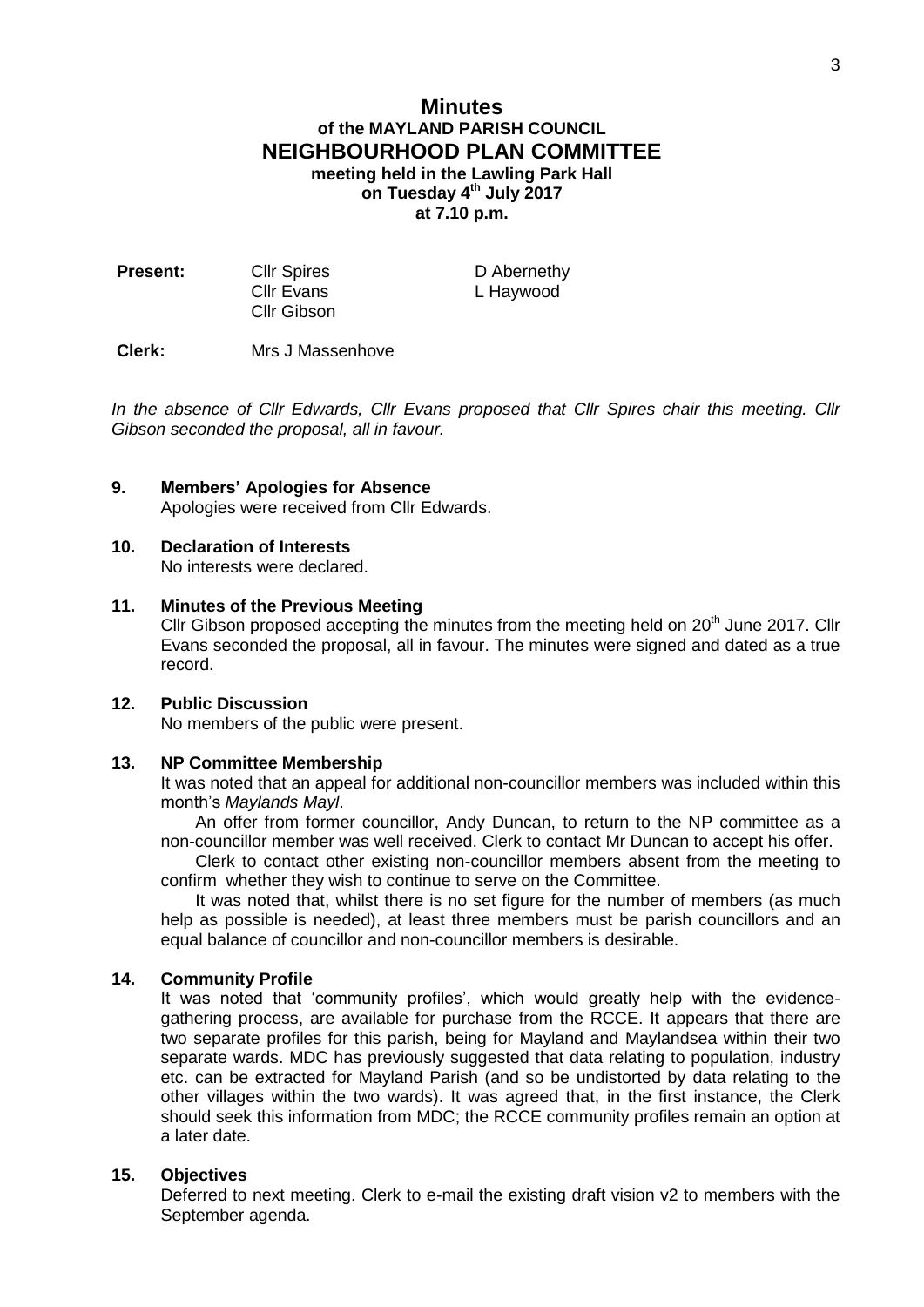# Minutes
## of the MAYLAND PARISH COUNCIL
## NEIGHBOURHOOD PLAN COMMITTEE
**meeting held in the Lawling Park Hall**
**on Tuesday 4th July 2017**
**at 7.10 p.m.**

| | | |
|---|---|---|
| **Present:** | Cllr Spires | D Abernethy |
| | Cllr Evans | L Haywood |
| | Cllr Gibson | |

**Clerk:** Mrs J Massenhove

*In the absence of Cllr Edwards, Cllr Evans proposed that Cllr Spires chair this meeting. Cllr Gibson seconded the proposal, all in favour.*

**9. Members' Apologies for Absence**

Apologies were received from Cllr Edwards.

**10. Declaration of Interests**

No interests were declared.

**11. Minutes of the Previous Meeting**

Cllr Gibson proposed accepting the minutes from the meeting held on 20th June 2017. Cllr Evans seconded the proposal, all in favour. The minutes were signed and dated as a true record.

**12. Public Discussion**

No members of the public were present.

**13. NP Committee Membership**

It was noted that an appeal for additional non-councillor members was included within this month's *Maylands Mayl*.

An offer from former councillor, Andy Duncan, to return to the NP committee as a non-councillor member was well received. Clerk to contact Mr Duncan to accept his offer.

Clerk to contact other existing non-councillor members absent from the meeting to confirm whether they wish to continue to serve on the Committee.

It was noted that, whilst there is no set figure for the number of members (as much help as possible is needed), at least three members must be parish councillors and an equal balance of councillor and non-councillor members is desirable.

**14. Community Profile**

It was noted that 'community profiles', which would greatly help with the evidence-gathering process, are available for purchase from the RCCE. It appears that there are two separate profiles for this parish, being for Mayland and Maylandsea within their two separate wards. MDC has previously suggested that data relating to population, industry etc. can be extracted for Mayland Parish (and so be undistorted by data relating to the other villages within the two wards). It was agreed that, in the first instance, the Clerk should seek this information from MDC; the RCCE community profiles remain an option at a later date.

**15. Objectives**

Deferred to next meeting. Clerk to e-mail the existing draft vision v2 to members with the September agenda.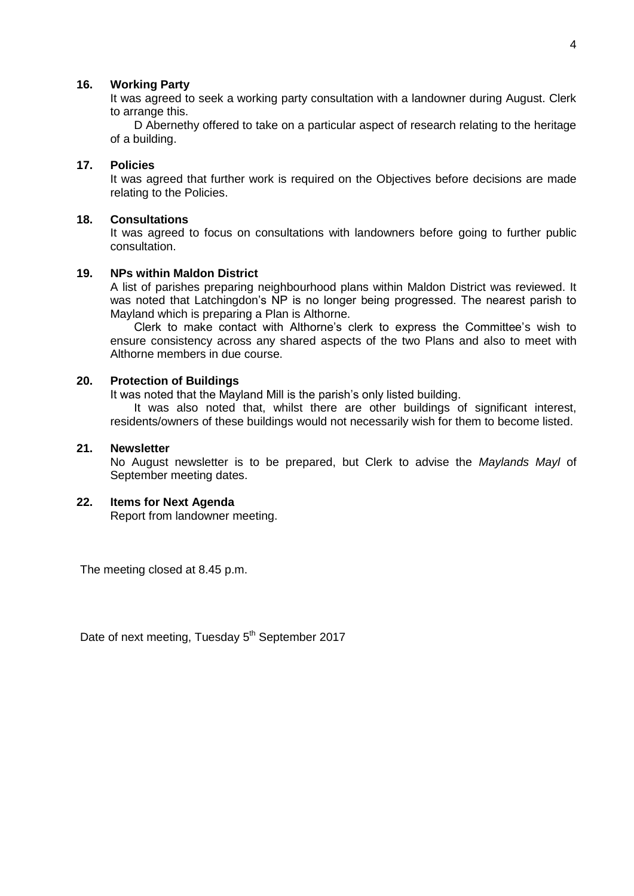**16. Working Party**

It was agreed to seek a working party consultation with a landowner during August. Clerk to arrange this.

D Abernethy offered to take on a particular aspect of research relating to the heritage of a building.

**17. Policies**

It was agreed that further work is required on the Objectives before decisions are made relating to the Policies.

**18. Consultations**

It was agreed to focus on consultations with landowners before going to further public consultation.

**19. NPs within Maldon District**

A list of parishes preparing neighbourhood plans within Maldon District was reviewed. It was noted that Latchingdon's NP is no longer being progressed. The nearest parish to Mayland which is preparing a Plan is Althorne.

Clerk to make contact with Althorne's clerk to express the Committee's wish to ensure consistency across any shared aspects of the two Plans and also to meet with Althorne members in due course.

**20. Protection of Buildings**

It was noted that the Mayland Mill is the parish's only listed building.

It was also noted that, whilst there are other buildings of significant interest, residents/owners of these buildings would not necessarily wish for them to become listed.

**21. Newsletter**

No August newsletter is to be prepared, but Clerk to advise the *Maylands Mayl* of September meeting dates.

**22. Items for Next Agenda**

Report from landowner meeting.

The meeting closed at 8.45 p.m.

Date of next meeting, Tuesday 5th September 2017